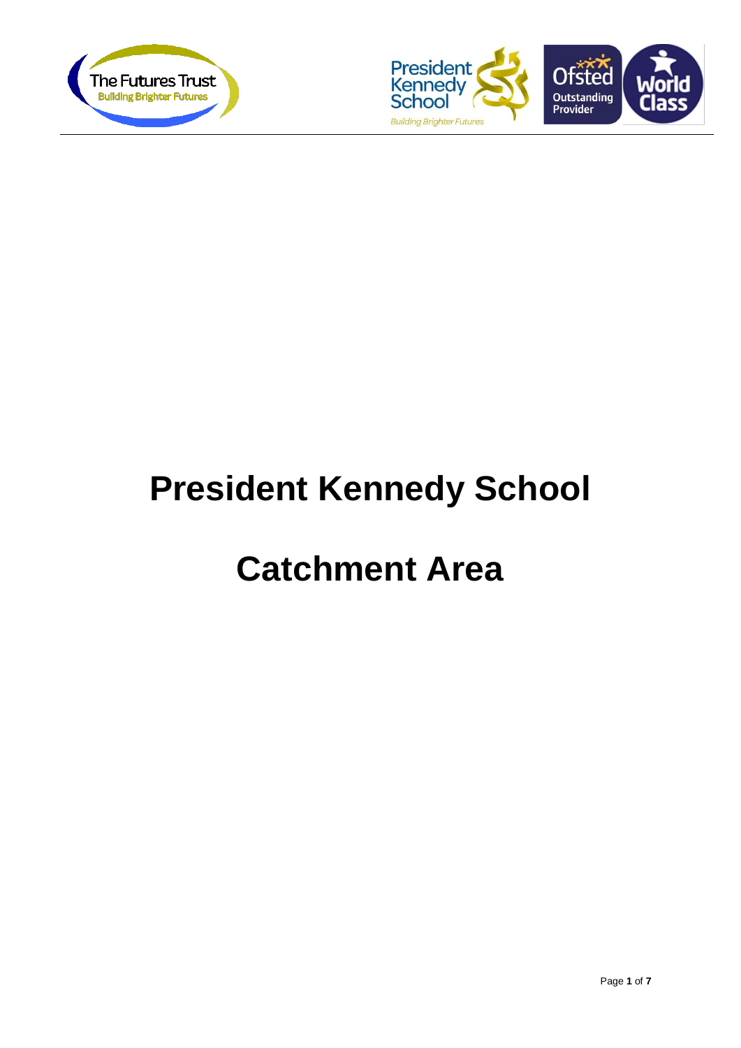# President Kennedy School

# Catchment Area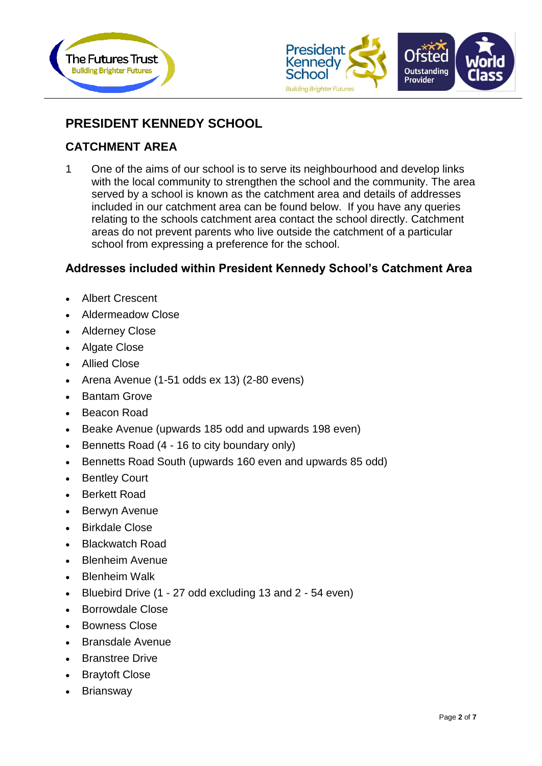# PRESIDENT KENNEDY SCHOOL

## CATCHMENT AREA

1. One of the aims of our school is to serve its neighbourhood and develop links with the local community to strengthen the school and the community. The area served by a school is known as the catchment area and details of addresses included in our catchment area can be found below. If you have any queries relating to the schools catchment area contact the school directly. Catchment areas do not prevent parents who live outside the catchment of a particular school from expressing a preference for the school.

### Addresses included within President Kennedy School's Catchment Area

- Albert Crescent
- Aldermeadow Close
- Alderney Close
- Algate Close
- Allied Close
- Arena Avenue (1-51 odds ex 13) (2-80 evens)
- Bantam Grove
- Beacon Road
- Beake Avenue (upwards 185 odd and upwards 198 even)
- Bennetts Road (4 - 16 to city boundary only)
- Bennetts Road South (upwards 160 even and upwards 85 odd)
- Bentley Court
- Berkett Road
- Berwyn Avenue
- Birkdale Close
- Blackwatch Road
- Blenheim Avenue
- Blenheim Walk
- Bluebird Drive (1 - 27 odd excluding 13 and 2 - 54 even)
- Borrowdale Close
- Bowness Close
- Bransdale Avenue
- Branstree Drive
- Braytoft Close
- Briansway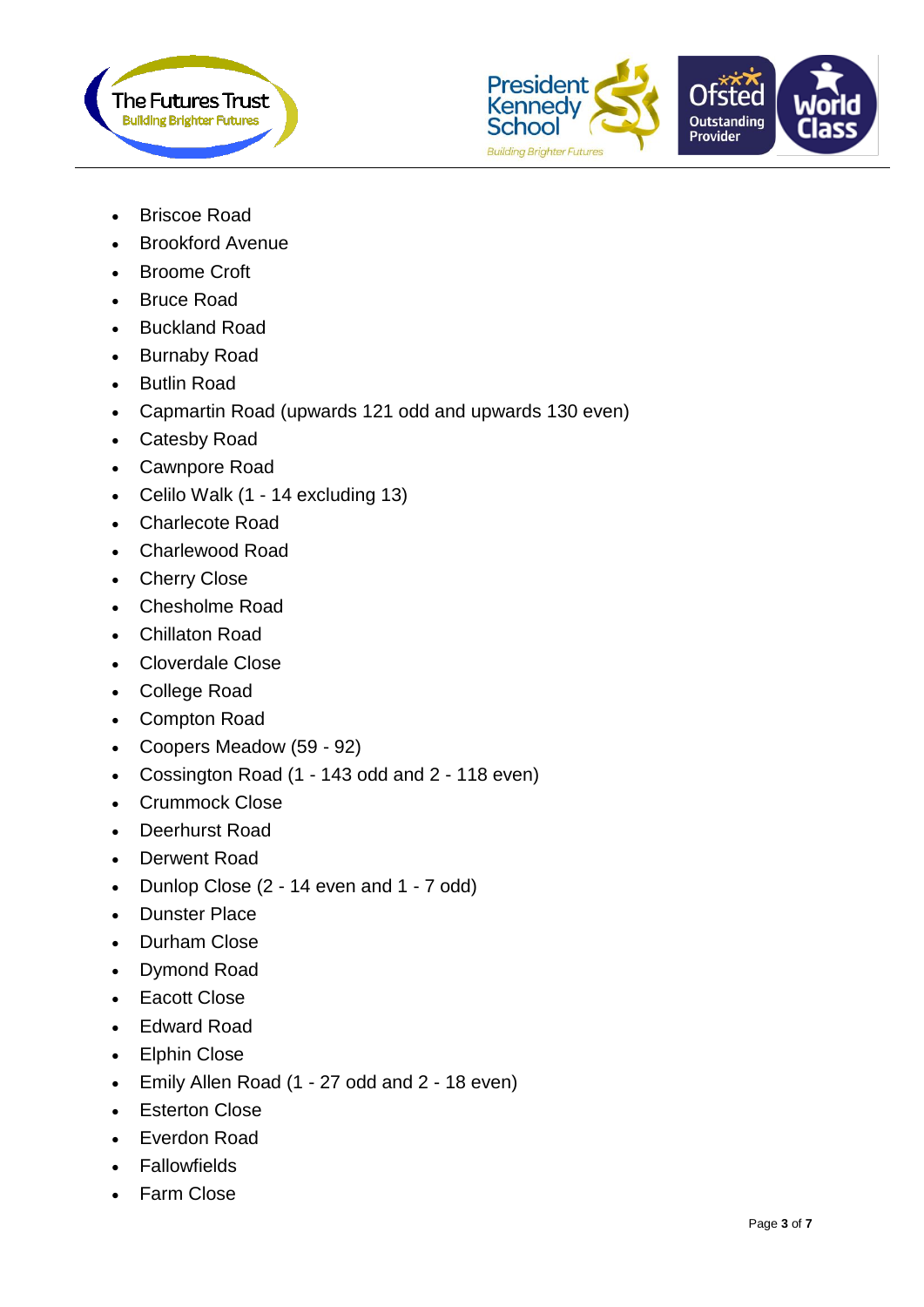- Briscoe Road
- Brookford Avenue
- Broome Croft
- Bruce Road
- Buckland Road
- Burnaby Road
- Butlin Road
- Capmartin Road (upwards 121 odd and upwards 130 even)
- Catesby Road
- Cawnpore Road
- Celilo Walk (1 - 14 excluding 13)
- Charlecote Road
- Charlewood Road
- Cherry Close
- Chesholme Road
- Chillaton Road
- Cloverdale Close
- College Road
- Compton Road
- Coopers Meadow (59 - 92)
- Cossington Road (1 - 143 odd and 2 - 118 even)
- Crummock Close
- Deerhurst Road
- Derwent Road
- Dunlop Close (2 - 14 even and 1 - 7 odd)
- Dunster Place
- Durham Close
- Dymond Road
- Eacott Close
- Edward Road
- Elphin Close
- Emily Allen Road (1 - 27 odd and 2 - 18 even)
- Esterton Close
- Everdon Road
- Fallowfields
- Farm Close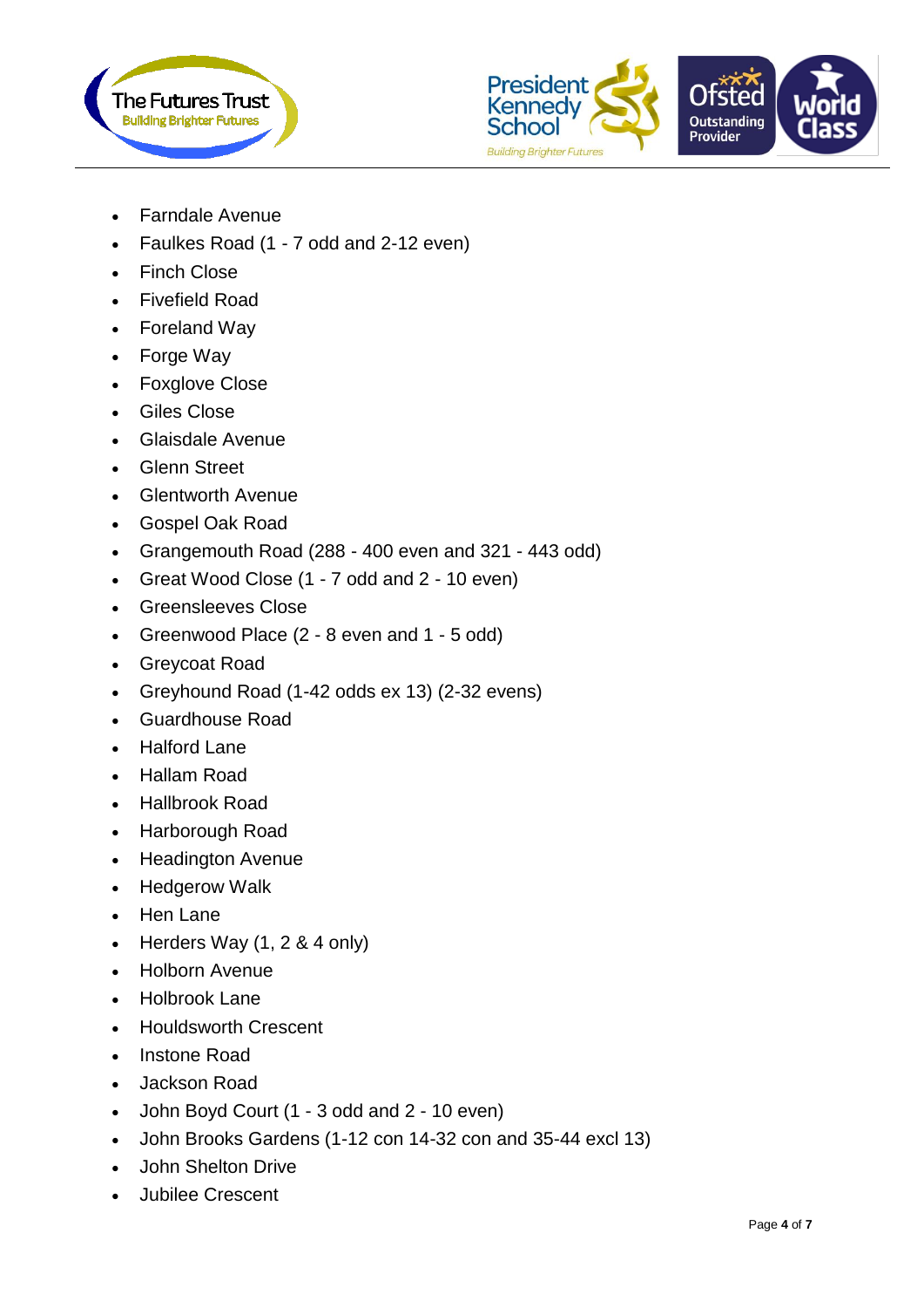- Farndale Avenue
- Faulkes Road (1 - 7 odd and 2-12 even)
- Finch Close
- Fivefield Road
- Foreland Way
- Forge Way
- Foxglove Close
- Giles Close
- Glaisdale Avenue
- Glenn Street
- Glentworth Avenue
- Gospel Oak Road
- Grangemouth Road (288 - 400 even and 321 - 443 odd)
- Great Wood Close (1 - 7 odd and 2 - 10 even)
- Greensleeves Close
- Greenwood Place (2 - 8 even and 1 - 5 odd)
- Greycoat Road
- Greyhound Road (1-42 odds ex 13) (2-32 evens)
- Guardhouse Road
- Halford Lane
- Hallam Road
- Hallbrook Road
- Harborough Road
- Headington Avenue
- Hedgerow Walk
- Hen Lane
- Herders Way (1, 2 & 4 only)
- Holborn Avenue
- Holbrook Lane
- Houldsworth Crescent
- Instone Road
- Jackson Road
- John Boyd Court (1 - 3 odd and 2 - 10 even)
- John Brooks Gardens (1-12 con 14-32 con and 35-44 excl 13)
- John Shelton Drive
- Jubilee Crescent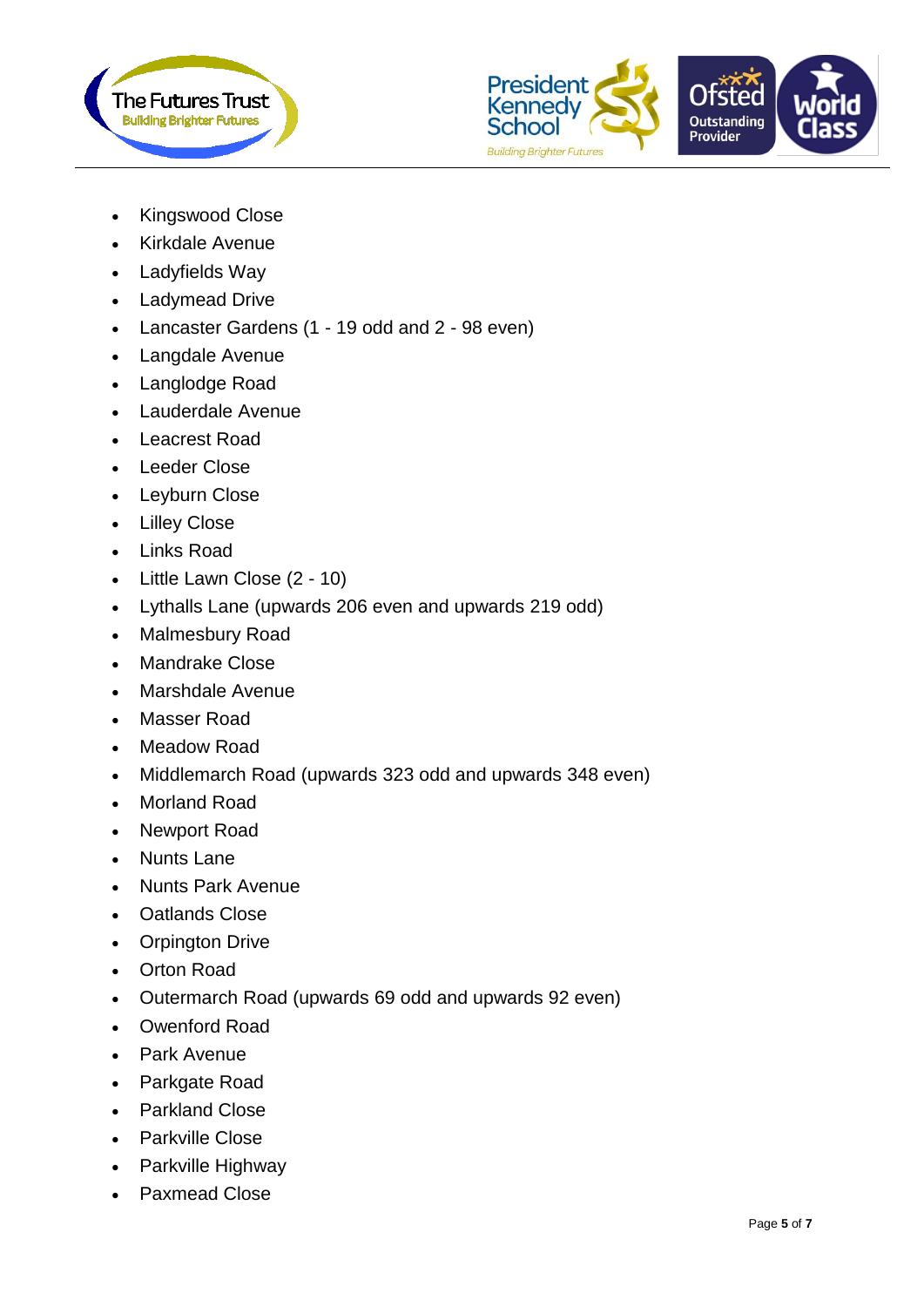- Kingswood Close
- Kirkdale Avenue
- Ladyfields Way
- Ladymead Drive
- Lancaster Gardens (1 - 19 odd and 2 - 98 even)
- Langdale Avenue
- Langlodge Road
- Lauderdale Avenue
- Leacrest Road
- Leeder Close
- Leyburn Close
- Lilley Close
- Links Road
- Little Lawn Close (2 - 10)
- Lythalls Lane (upwards 206 even and upwards 219 odd)
- Malmesbury Road
- Mandrake Close
- Marshdale Avenue
- Masser Road
- Meadow Road
- Middlemarch Road (upwards 323 odd and upwards 348 even)
- Morland Road
- Newport Road
- Nunts Lane
- Nunts Park Avenue
- Oatlands Close
- Orpington Drive
- Orton Road
- Outermarch Road (upwards 69 odd and upwards 92 even)
- Owenford Road
- Park Avenue
- Parkgate Road
- Parkland Close
- Parkville Close
- Parkville Highway
- Paxmead Close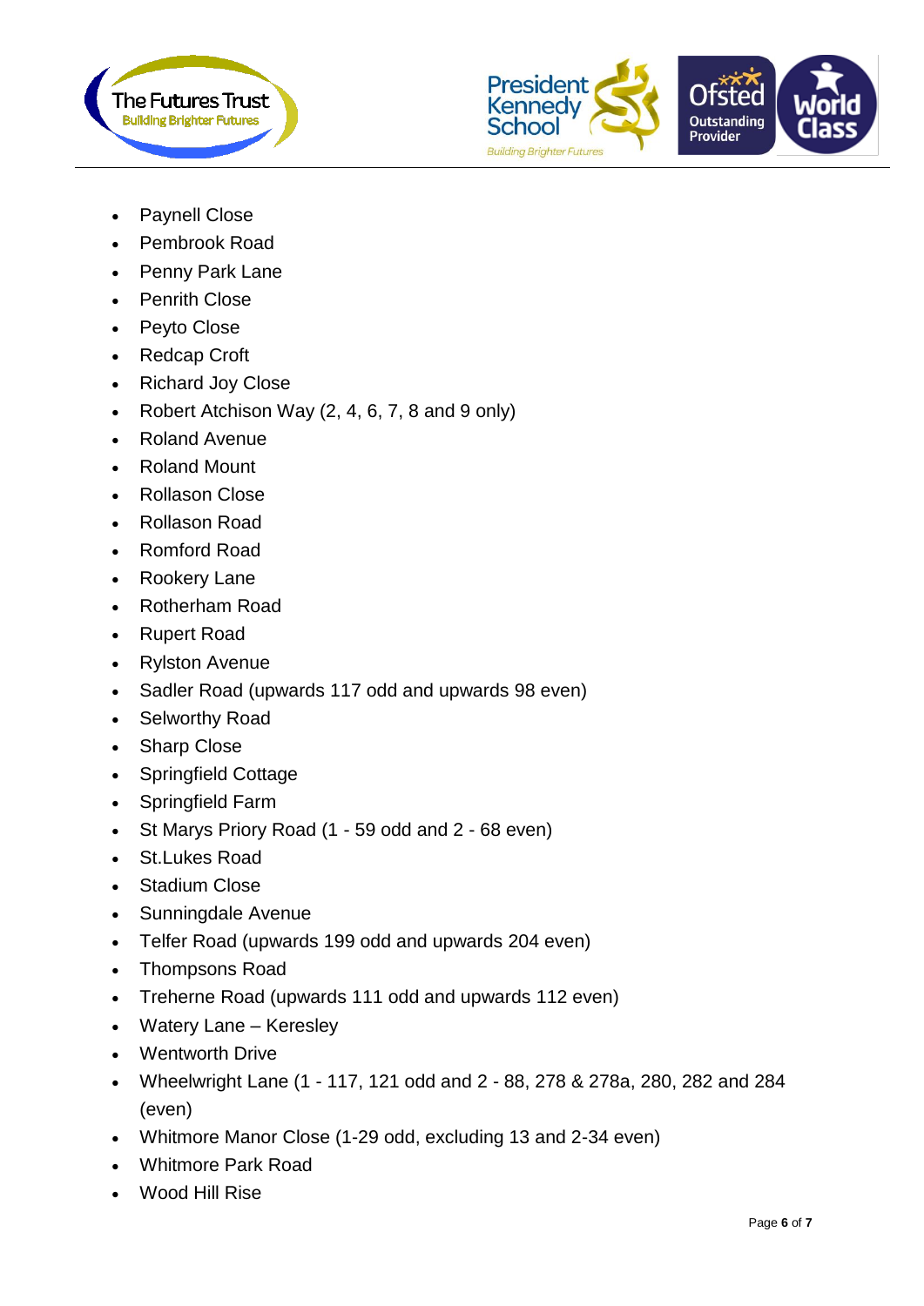- Paynell Close
- Pembrook Road
- Penny Park Lane
- Penrith Close
- Peyto Close
- Redcap Croft
- Richard Joy Close
- Robert Atchison Way (2, 4, 6, 7, 8 and 9 only)
- Roland Avenue
- Roland Mount
- Rollason Close
- Rollason Road
- Romford Road
- Rookery Lane
- Rotherham Road
- Rupert Road
- Rylston Avenue
- Sadler Road (upwards 117 odd and upwards 98 even)
- Selworthy Road
- Sharp Close
- Springfield Cottage
- Springfield Farm
- St Marys Priory Road (1 - 59 odd and 2 - 68 even)
- St.Lukes Road
- Stadium Close
- Sunningdale Avenue
- Telfer Road (upwards 199 odd and upwards 204 even)
- Thompsons Road
- Treherne Road (upwards 111 odd and upwards 112 even)
- Watery Lane – Keresley
- Wentworth Drive
- Wheelwright Lane (1 - 117, 121 odd and 2 - 88, 278 & 278a, 280, 282 and 284 (even)
- Whitmore Manor Close (1-29 odd, excluding 13 and 2-34 even)
- Whitmore Park Road
- Wood Hill Rise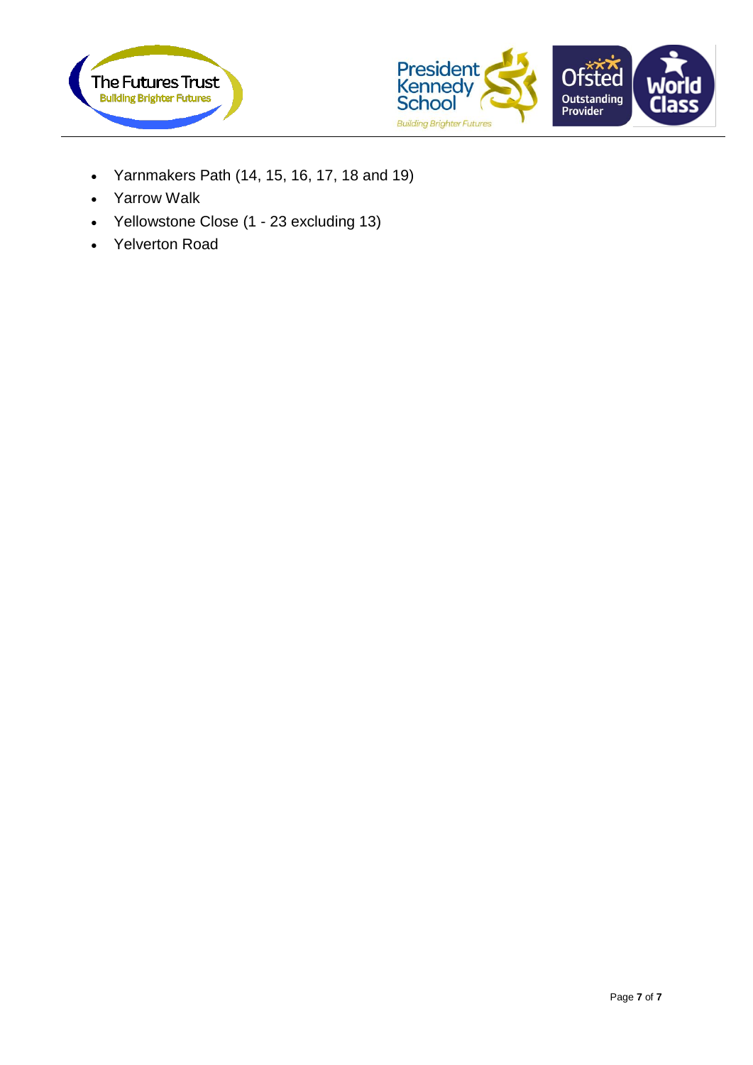- Yarnmakers Path (14, 15, 16, 17, 18 and 19)
- Yarrow Walk
- Yellowstone Close (1 - 23 excluding 13)
- Yelverton Road